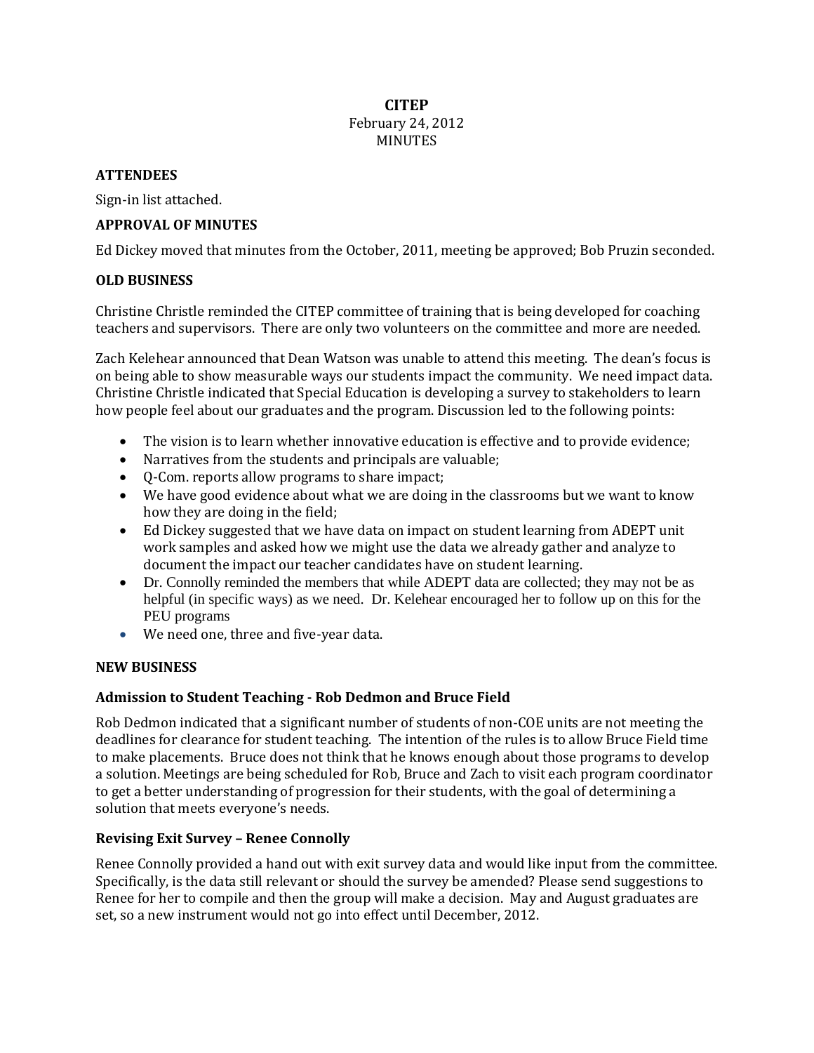# CITEP

February 24, 2012

MINUTES

## ATTENDEES

Sign-in list attached.

## APPROVAL OF MINUTES

Ed Dickey moved that minutes from the October, 2011, meeting be approved; Bob Pruzin seconded.

## OLD BUSINESS

Christine Christle reminded the CITEP committee of training that is being developed for coaching teachers and supervisors. There are only two volunteers on the committee and more are needed.

Zach Kelehear announced that Dean Watson was unable to attend this meeting. The dean's focus is on being able to show measurable ways our students impact the community. We need impact data. Christine Christle indicated that Special Education is developing a survey to stakeholders to learn how people feel about our graduates and the program. Discussion led to the following points:

- The vision is to learn whether innovative education is effective and to provide evidence;
- Narratives from the students and principals are valuable;
- Q-Com. reports allow programs to share impact;
- We have good evidence about what we are doing in the classrooms but we want to know how they are doing in the field;
- Ed Dickey suggested that we have data on impact on student learning from ADEPT unit work samples and asked how we might use the data we already gather and analyze to document the impact our teacher candidates have on student learning.
- Dr. Connolly reminded the members that while ADEPT data are collected; they may not be as helpful (in specific ways) as we need. Dr. Kelehear encouraged her to follow up on this for the PEU programs
- We need one, three and five-year data.

## NEW BUSINESS

### Admission to Student Teaching - Rob Dedmon and Bruce Field

Rob Dedmon indicated that a significant number of students of non-COE units are not meeting the deadlines for clearance for student teaching. The intention of the rules is to allow Bruce Field time to make placements. Bruce does not think that he knows enough about those programs to develop a solution. Meetings are being scheduled for Rob, Bruce and Zach to visit each program coordinator to get a better understanding of progression for their students, with the goal of determining a solution that meets everyone's needs.

### Revising Exit Survey – Renee Connolly

Renee Connolly provided a hand out with exit survey data and would like input from the committee. Specifically, is the data still relevant or should the survey be amended? Please send suggestions to Renee for her to compile and then the group will make a decision. May and August graduates are set, so a new instrument would not go into effect until December, 2012.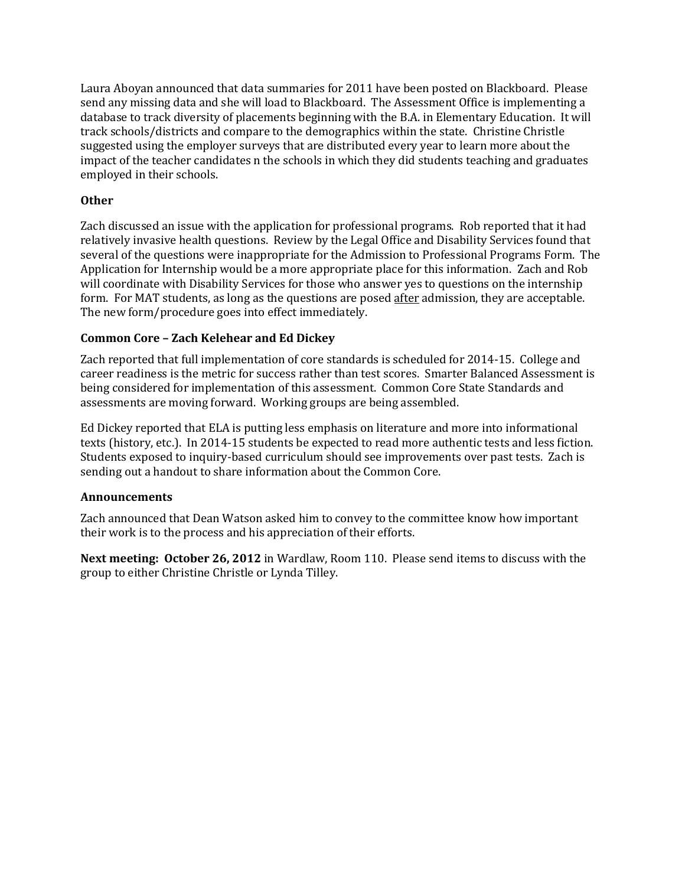Laura Aboyan announced that data summaries for 2011 have been posted on Blackboard. Please send any missing data and she will load to Blackboard. The Assessment Office is implementing a database to track diversity of placements beginning with the B.A. in Elementary Education. It will track schools/districts and compare to the demographics within the state. Christine Christle suggested using the employer surveys that are distributed every year to learn more about the impact of the teacher candidates n the schools in which they did students teaching and graduates employed in their schools.

**Other**

Zach discussed an issue with the application for professional programs. Rob reported that it had relatively invasive health questions. Review by the Legal Office and Disability Services found that several of the questions were inappropriate for the Admission to Professional Programs Form. The Application for Internship would be a more appropriate place for this information. Zach and Rob will coordinate with Disability Services for those who answer yes to questions on the internship form. For MAT students, as long as the questions are posed <u>after</u> admission, they are acceptable. The new form/procedure goes into effect immediately.

**Common Core – Zach Kelehear and Ed Dickey**

Zach reported that full implementation of core standards is scheduled for 2014-15. College and career readiness is the metric for success rather than test scores. Smarter Balanced Assessment is being considered for implementation of this assessment. Common Core State Standards and assessments are moving forward. Working groups are being assembled.

Ed Dickey reported that ELA is putting less emphasis on literature and more into informational texts (history, etc.). In 2014-15 students be expected to read more authentic tests and less fiction. Students exposed to inquiry-based curriculum should see improvements over past tests. Zach is sending out a handout to share information about the Common Core.

**Announcements**

Zach announced that Dean Watson asked him to convey to the committee know how important their work is to the process and his appreciation of their efforts.

**Next meeting: October 26, 2012** in Wardlaw, Room 110. Please send items to discuss with the group to either Christine Christle or Lynda Tilley.